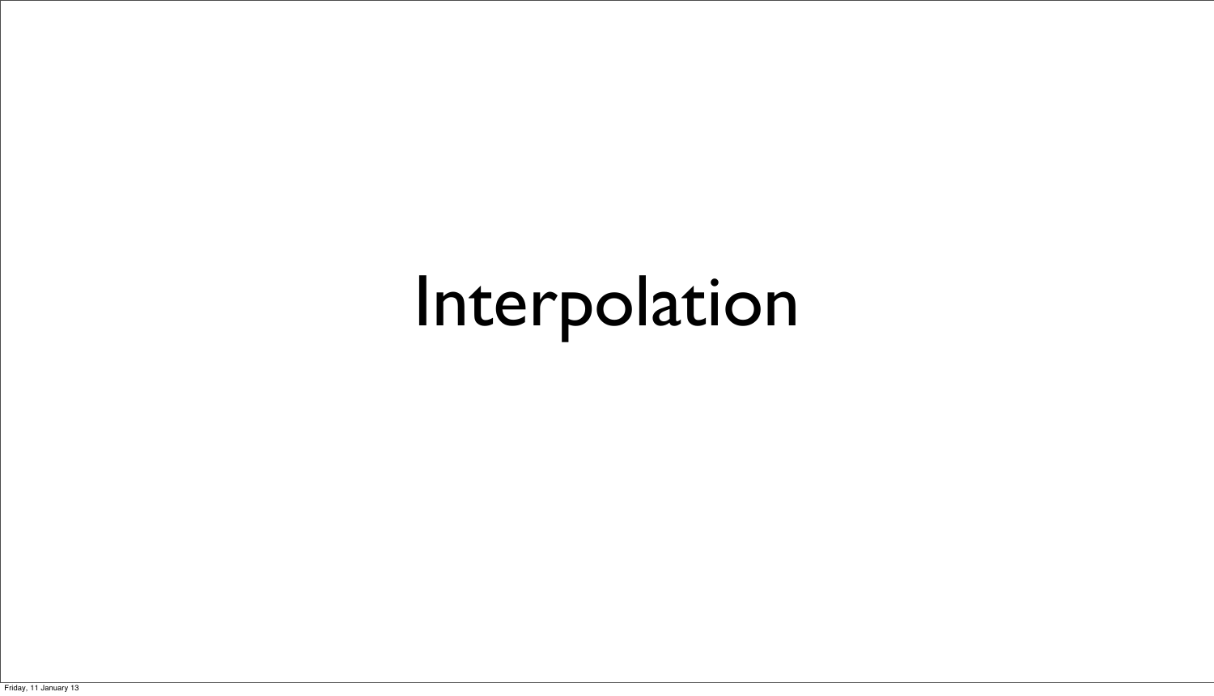# Interpolation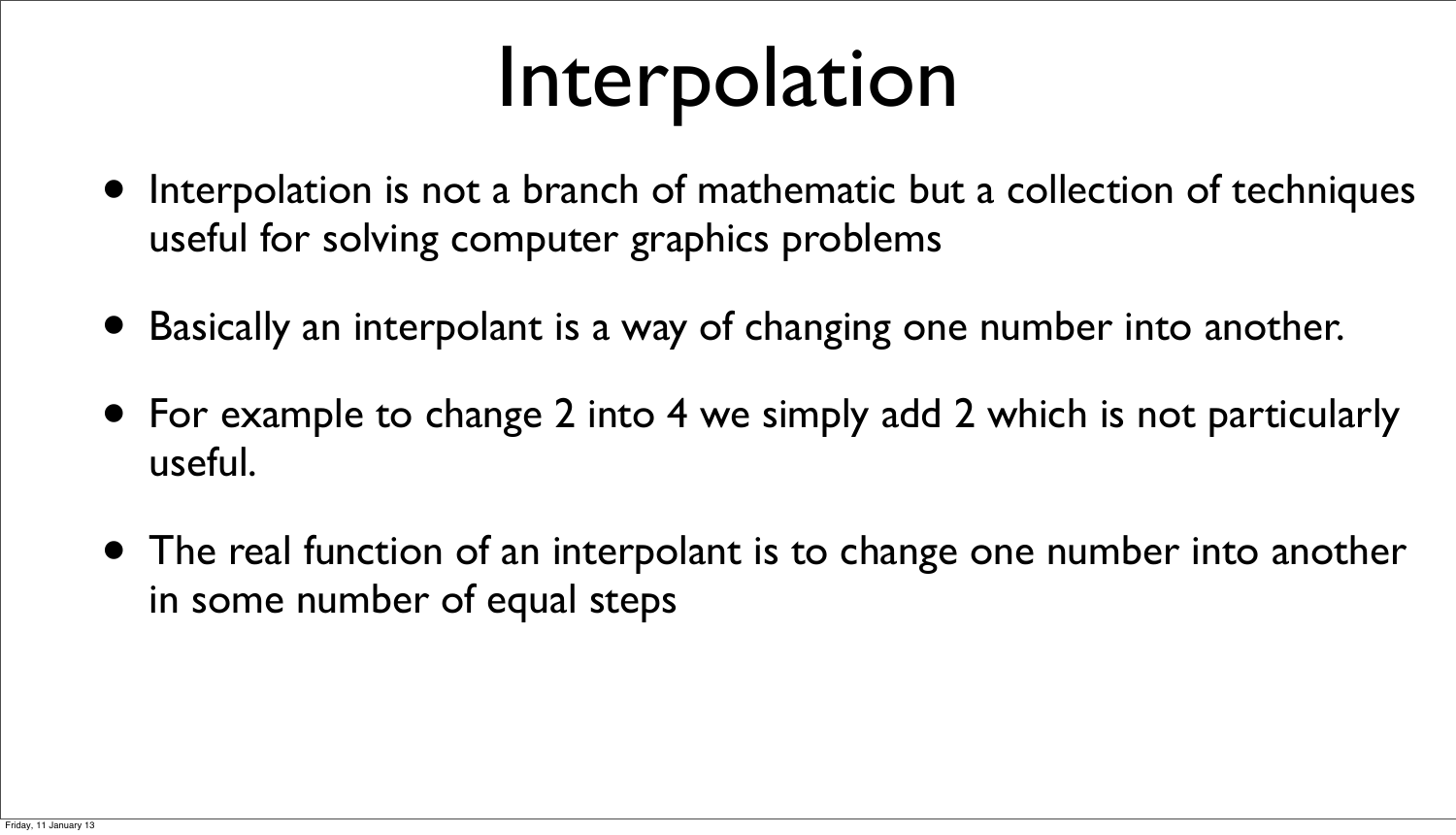# Interpolation

- Interpolation is not a branch of mathematic but a collection of techniques useful for solving computer graphics problems
- Basically an interpolant is a way of changing one number into another.
- For example to change 2 into 4 we simply add 2 which is not particularly useful.
- The real function of an interpolant is to change one number into another in some number of equal steps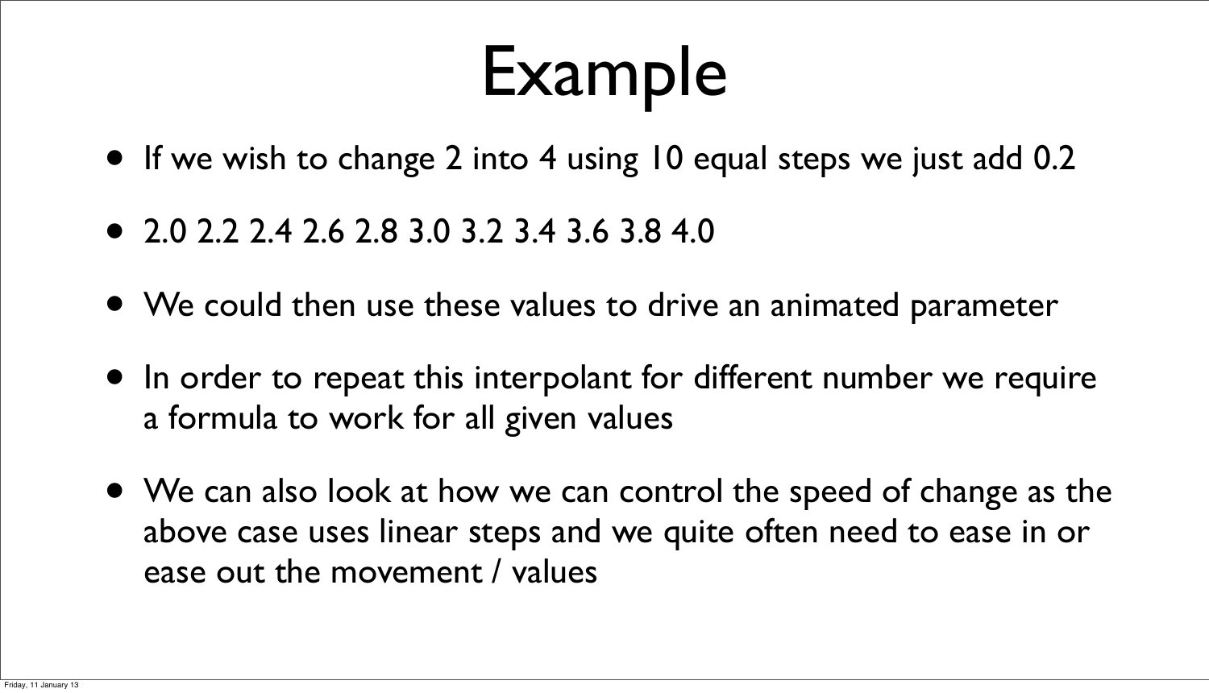# Example

- If we wish to change 2 into 4 using 10 equal steps we just add 0.2
- 2.0 2.2 2.4 2.6 2.8 3.0 3.2 3.4 3.6 3.8 4.0
- We could then use these values to drive an animated parameter
- In order to repeat this interpolant for different number we require a formula to work for all given values
- We can also look at how we can control the speed of change as the above case uses linear steps and we quite often need to ease in or ease out the movement / values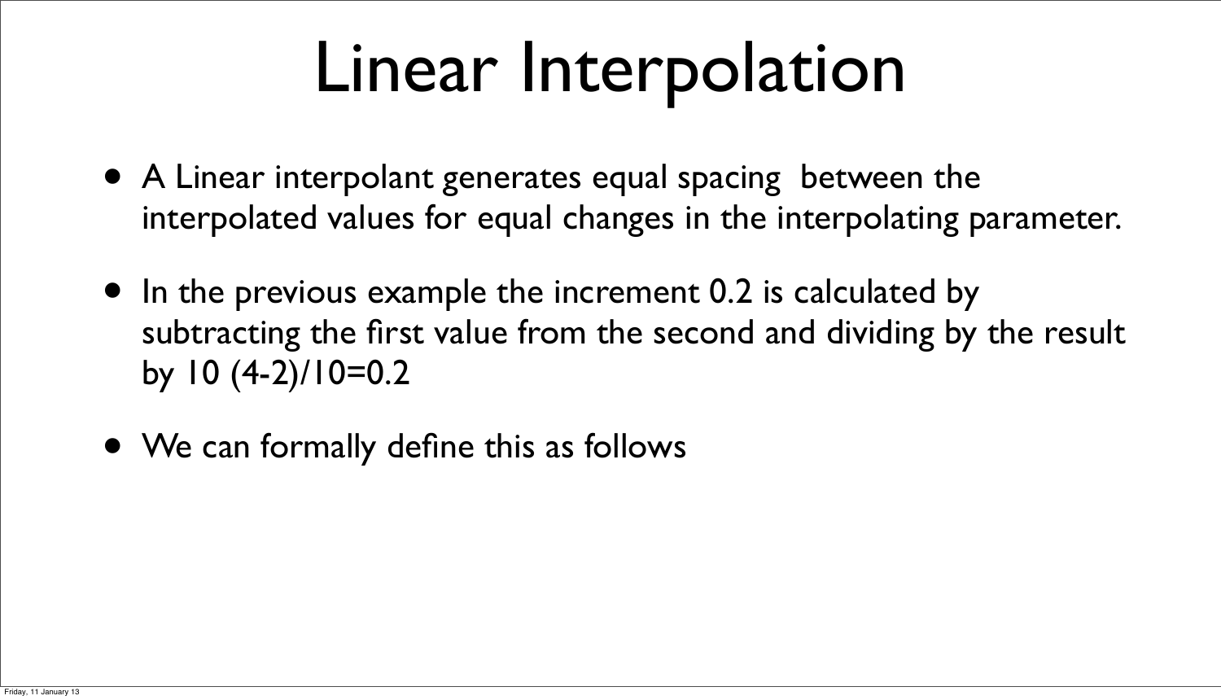# Linear Interpolation

- A Linear interpolant generates equal spacing  between the interpolated values for equal changes in the interpolating parameter.
- In the previous example the increment 0.2 is calculated by subtracting the first value from the second and dividing by the result by 10 (4-2)/10=0.2
- We can formally define this as follows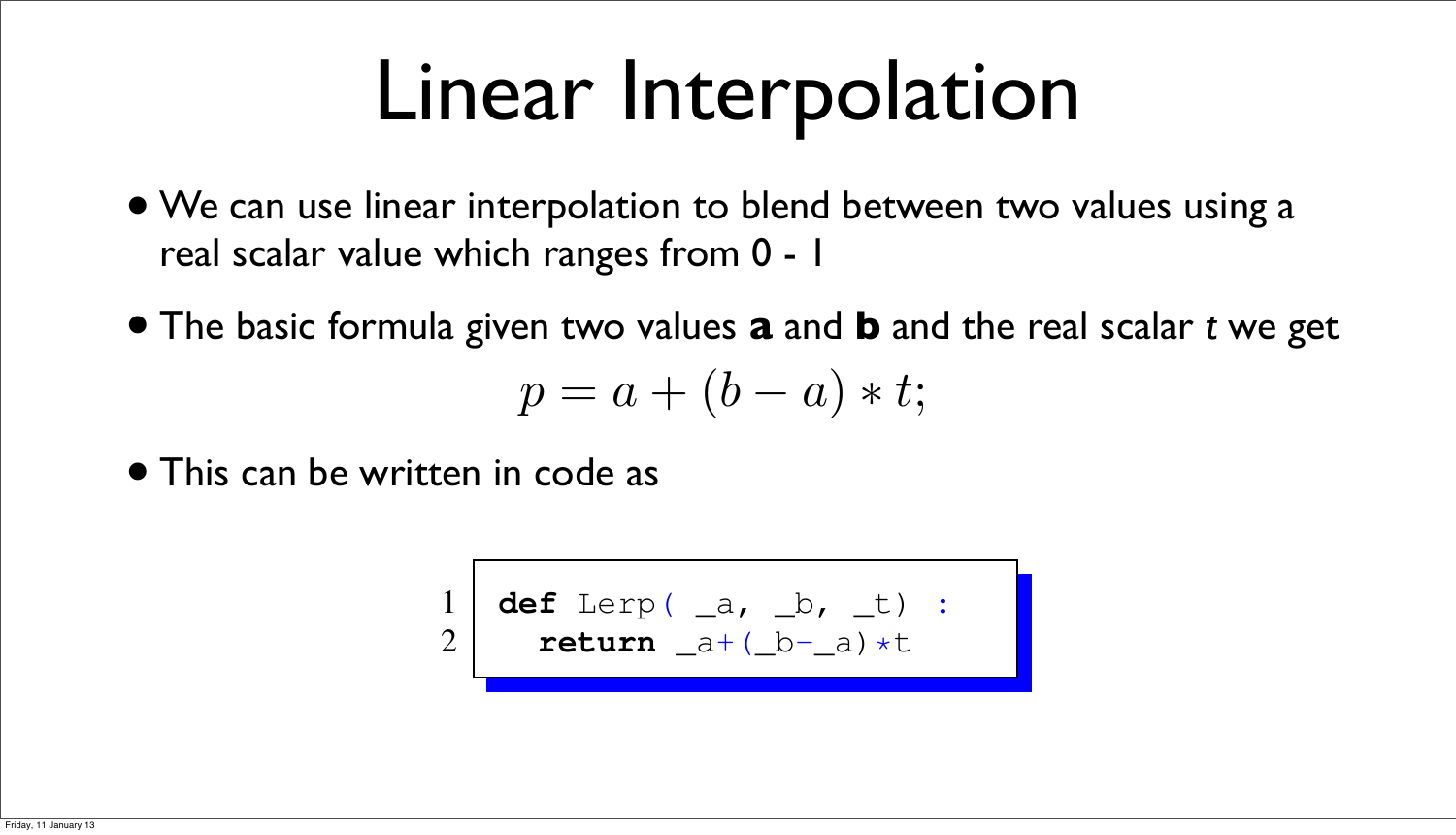# Linear Interpolation

- We can use linear interpolation to blend between two values using a real scalar value which ranges from 0 - 1
- The basic formula given two values **a** and **b** and the real scalar *t* we get

$$p = a + (b - a) * t;$$

- This can be written in code as

```python
def Lerp( _a, _b, _t) :
  return _a+(_b-_a)*t
```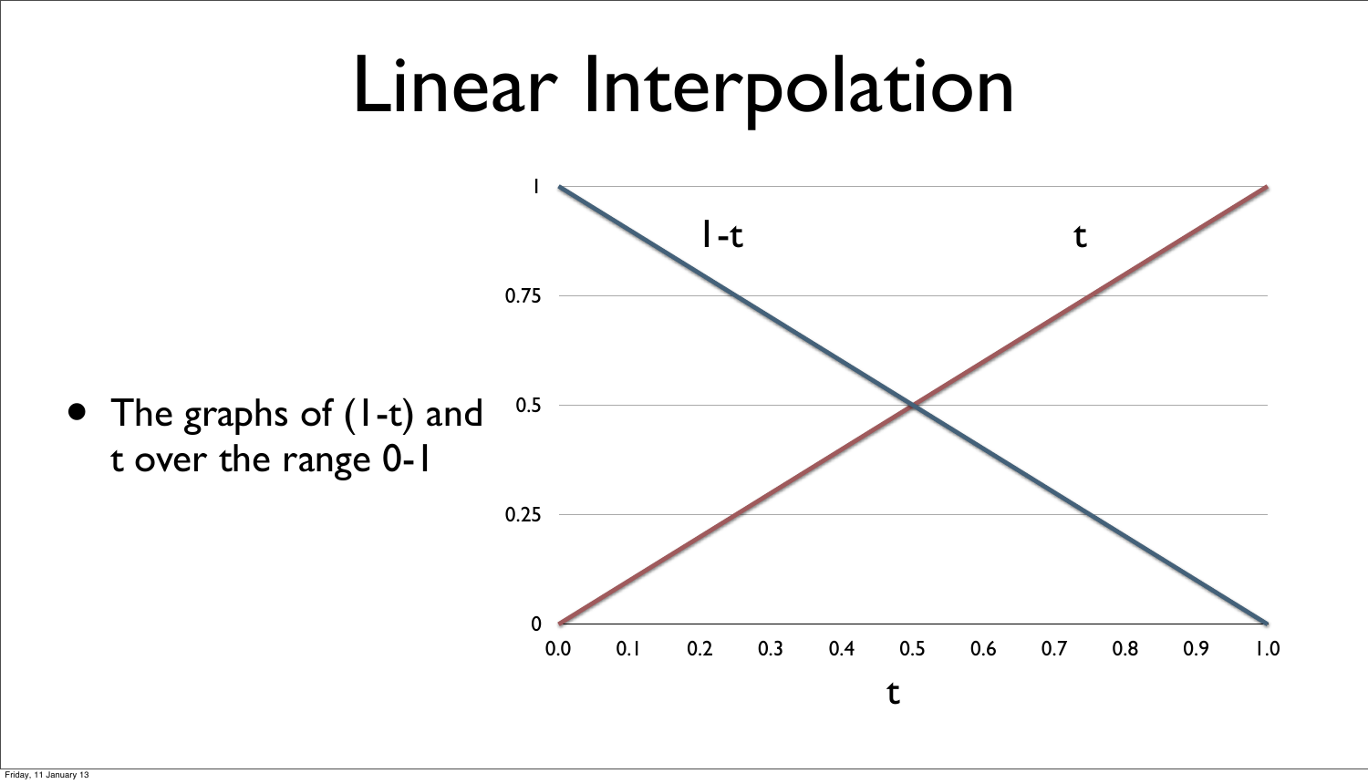# Linear Interpolation

- The graphs of $(1-t)$ and $t$ over the range 0-1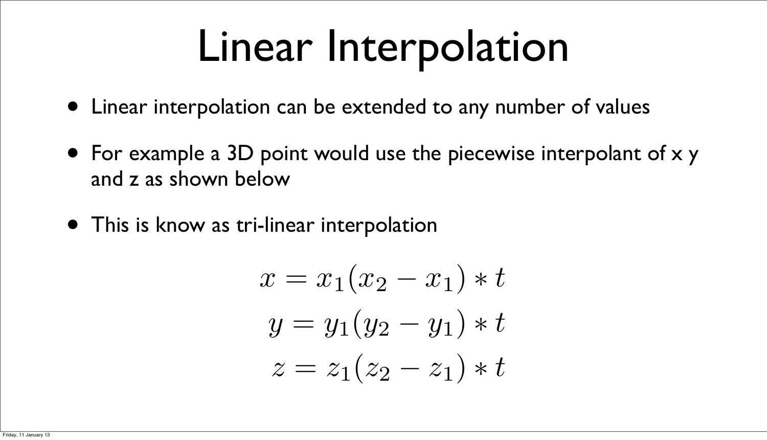# Linear Interpolation

- Linear interpolation can be extended to any number of values
- For example a 3D point would use the piecewise interpolant of x y and z as shown below
- This is know as tri-linear interpolation

$$x = x_1(x_2 - x_1) * t$$

$$y = y_1(y_2 - y_1) * t$$

$$z = z_1(z_2 - z_1) * t$$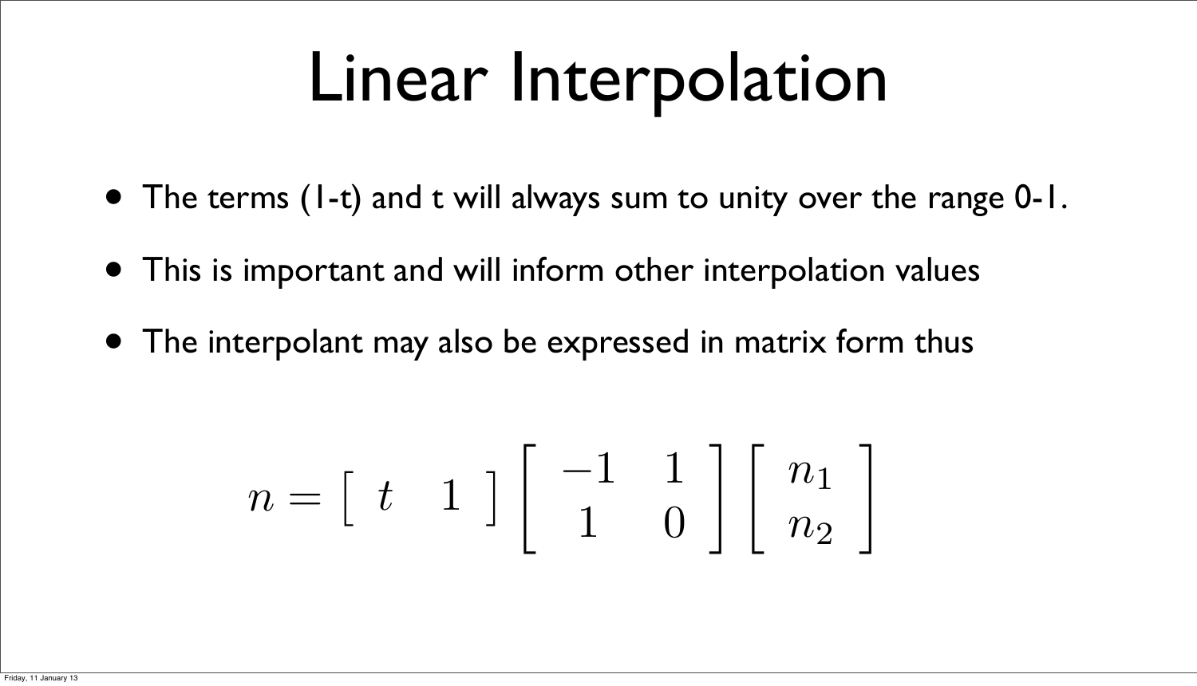# Linear Interpolation

- The terms (1-t) and t will always sum to unity over the range 0-1.
- This is important and will inform other interpolation values
- The interpolant may also be expressed in matrix form thus

$$n = \begin{bmatrix} t & 1 \end{bmatrix} \begin{bmatrix} -1 & 1 \\ 1 & 0 \end{bmatrix} \begin{bmatrix} n_1 \\ n_2 \end{bmatrix}$$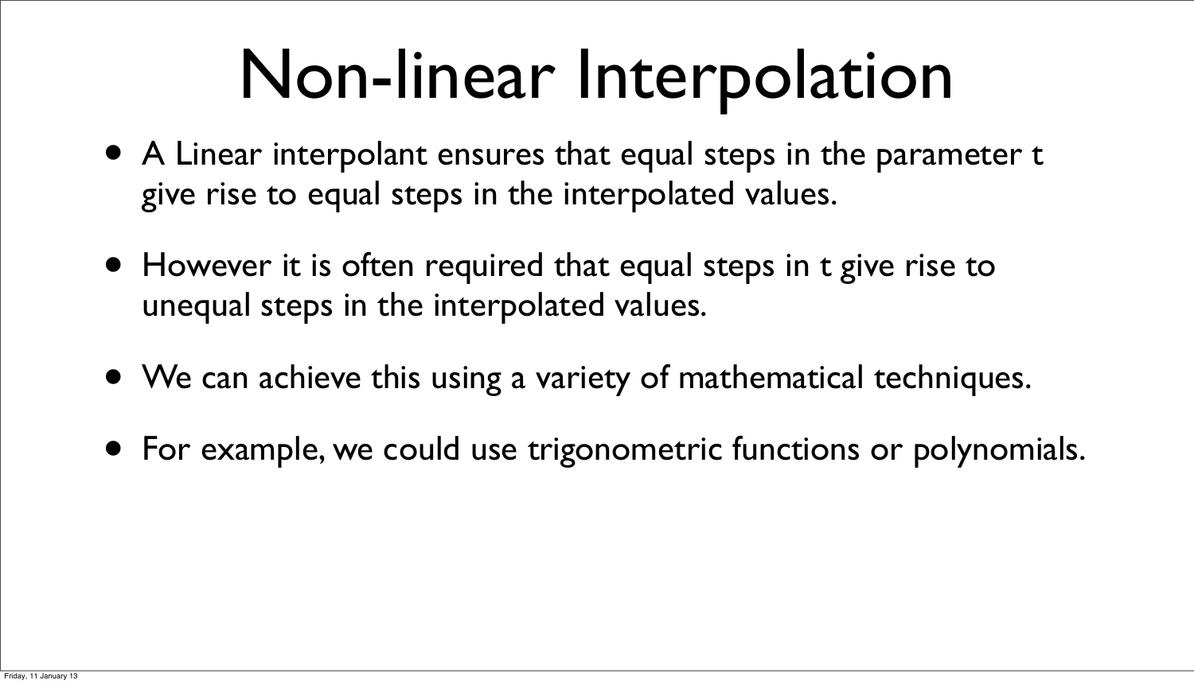# Non-linear Interpolation

- A Linear interpolant ensures that equal steps in the parameter t give rise to equal steps in the interpolated values.
- However it is often required that equal steps in t give rise to unequal steps in the interpolated values.
- We can achieve this using a variety of mathematical techniques.
- For example, we could use trigonometric functions or polynomials.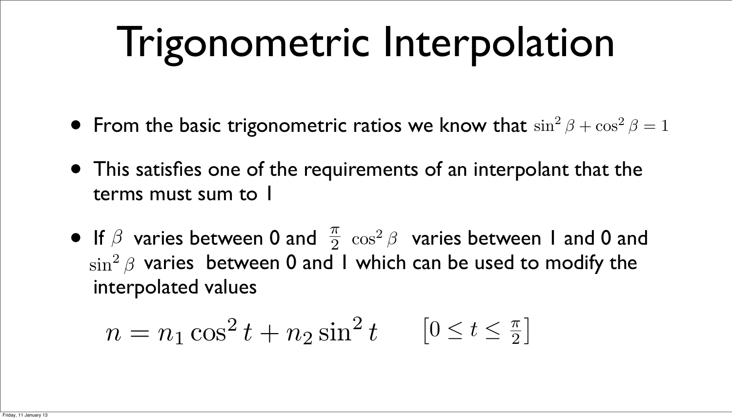# Trigonometric Interpolation

- From the basic trigonometric ratios we know that $\sin^2 \beta + \cos^2 \beta = 1$
- This satisfies one of the requirements of an interpolant that the terms must sum to 1
- If $\beta$ varies between 0 and $\frac{\pi}{2}$ $\cos^2 \beta$ varies between 1 and 0 and $\sin^2 \beta$ varies between 0 and 1 which can be used to modify the interpolated values

$$n = n_1 \cos^2 t + n_2 \sin^2 t \qquad \left[0 \le t \le \tfrac{\pi}{2}\right]$$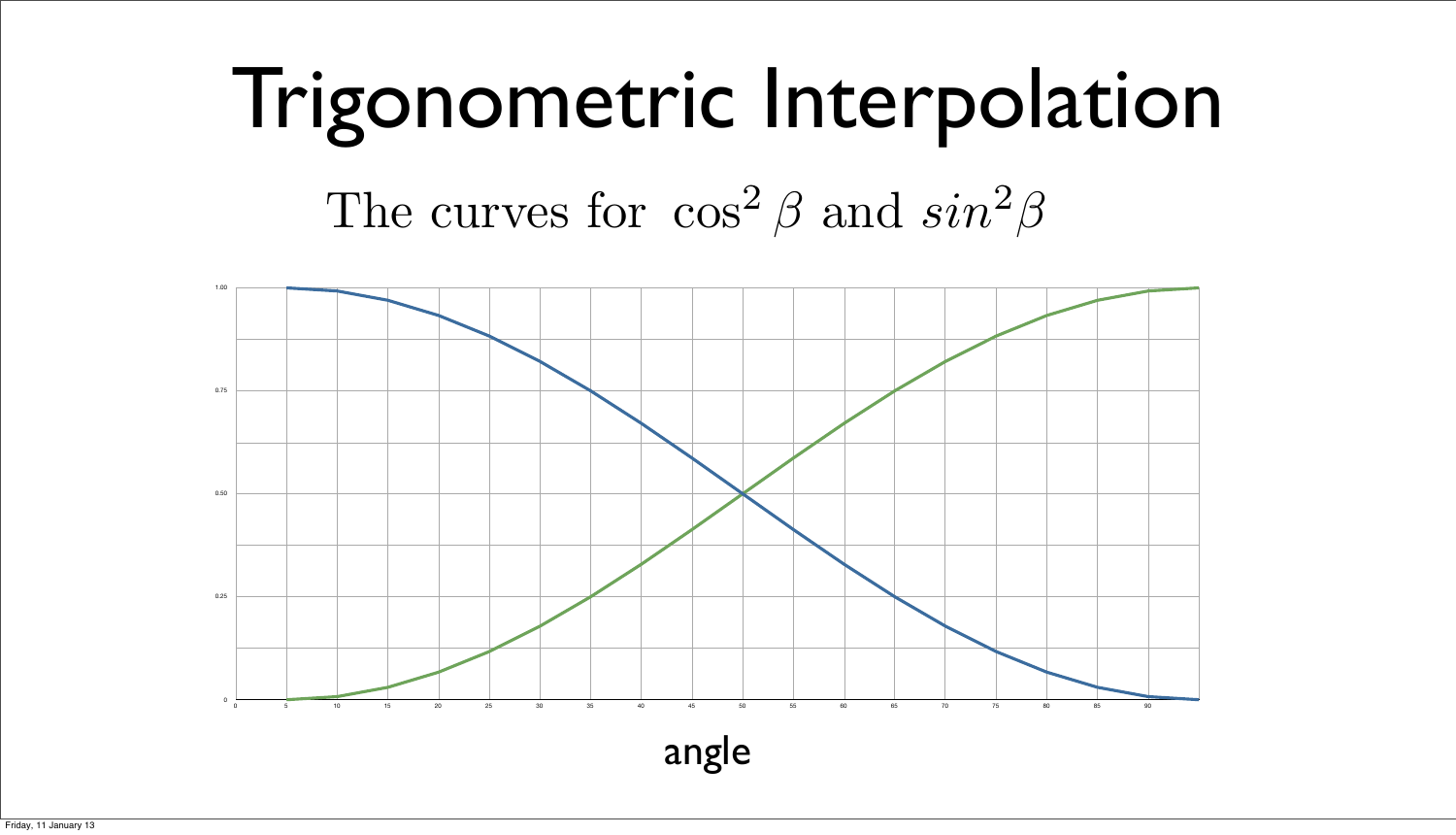# Trigonometric Interpolation

The curves for $\cos^2 \beta$ and $sin^2 \beta$

angle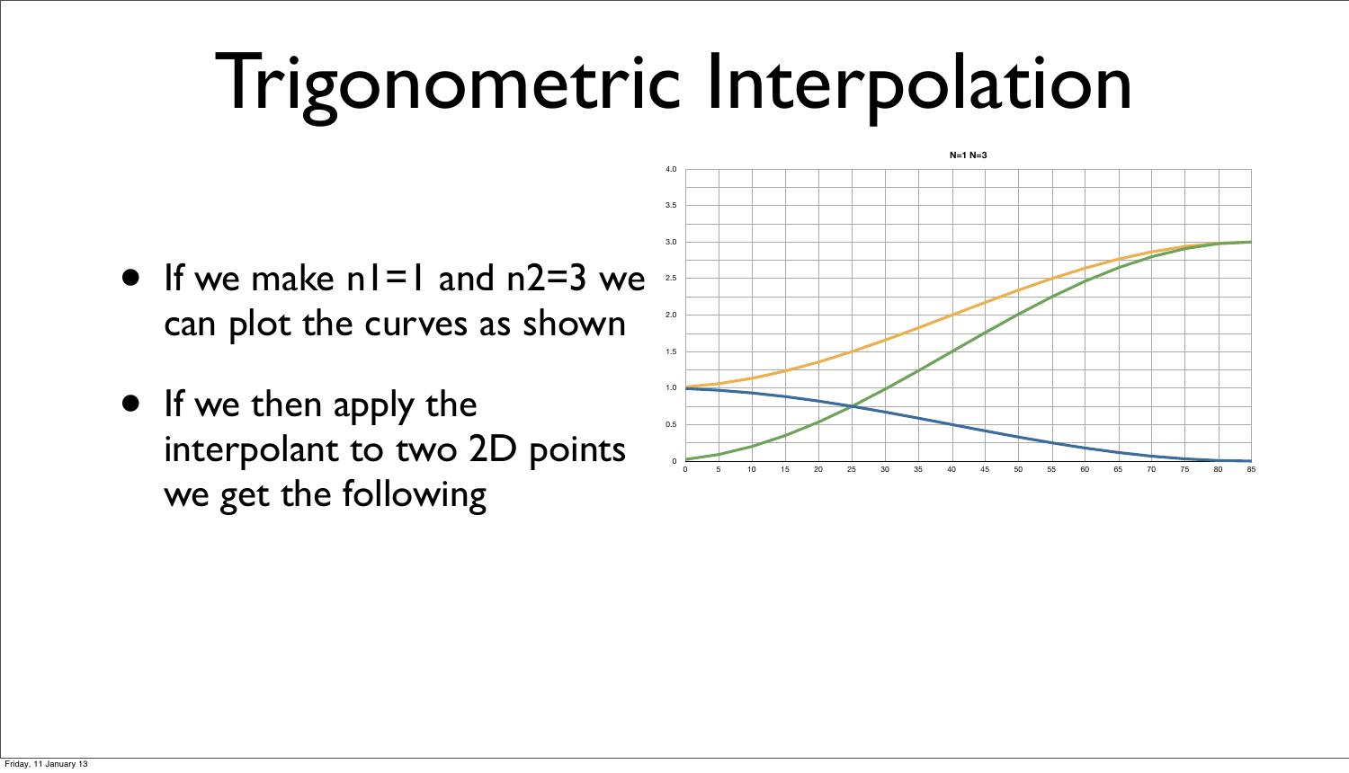# Trigonometric Interpolation

- If we make $n1=1$ and $n2=3$ we can plot the curves as shown
- If we then apply the interpolant to two 2D points we get the following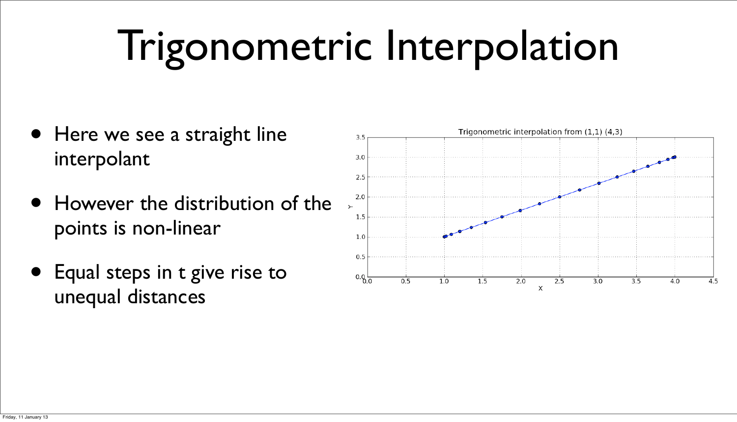# Trigonometric Interpolation

- Here we see a straight line interpolant
- However the distribution of the points is non-linear
- Equal steps in t give rise to unequal distances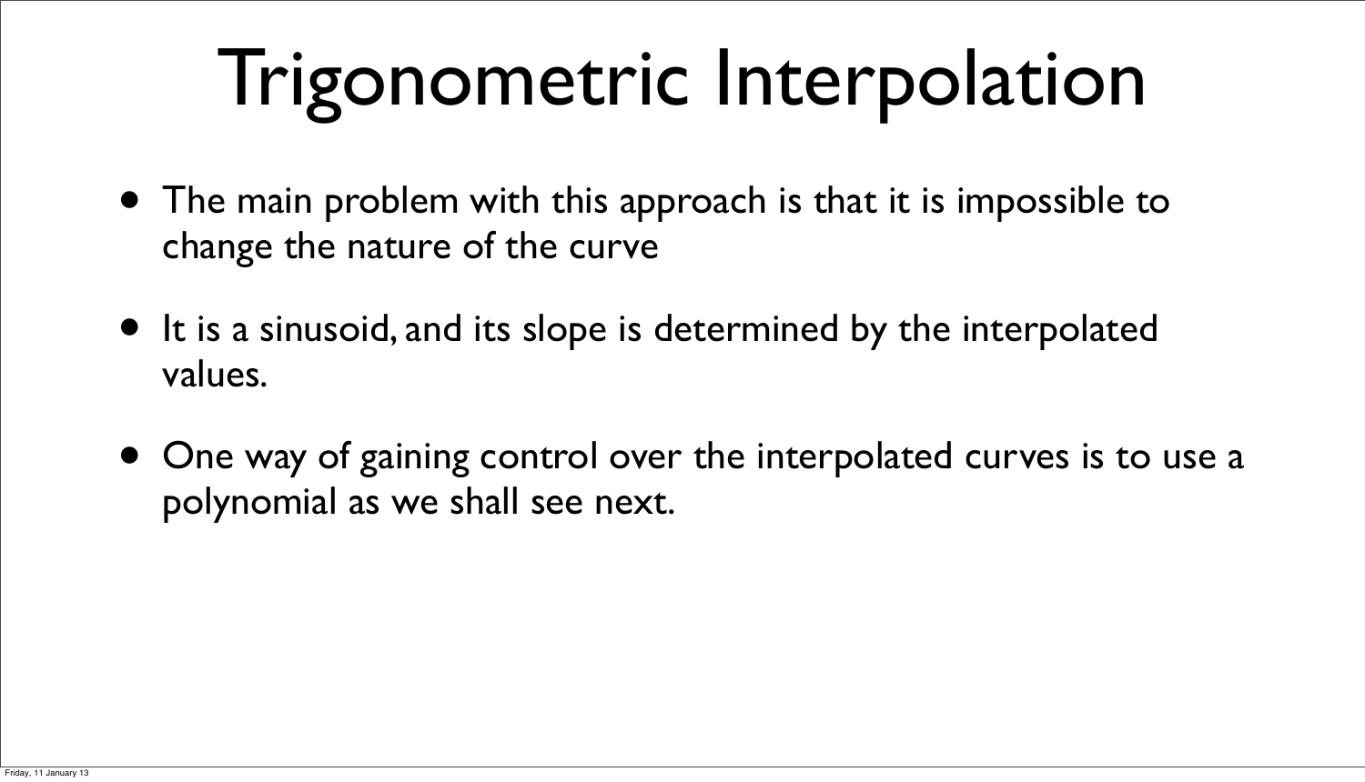# Trigonometric Interpolation

- The main problem with this approach is that it is impossible to change the nature of the curve
- It is a sinusoid, and its slope is determined by the interpolated values.
- One way of gaining control over the interpolated curves is to use a polynomial as we shall see next.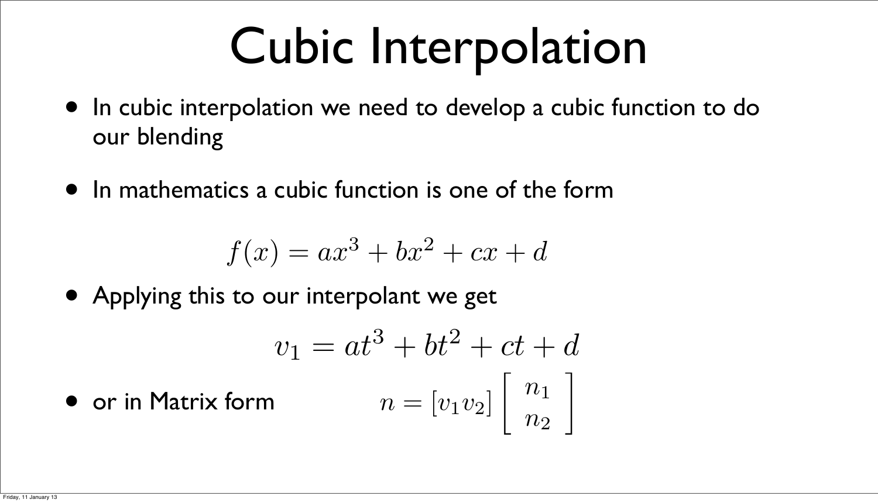# Cubic Interpolation

- In cubic interpolation we need to develop a cubic function to do our blending
- In mathematics a cubic function is one of the form

$$f(x) = ax^3 + bx^2 + cx + d$$

- Applying this to our interpolant we get

$$v_1 = at^3 + bt^2 + ct + d$$

- or in Matrix form

$$n = [v_1 v_2] \left[ \begin{array}{c} n_1 \\ n_2 \end{array} \right]$$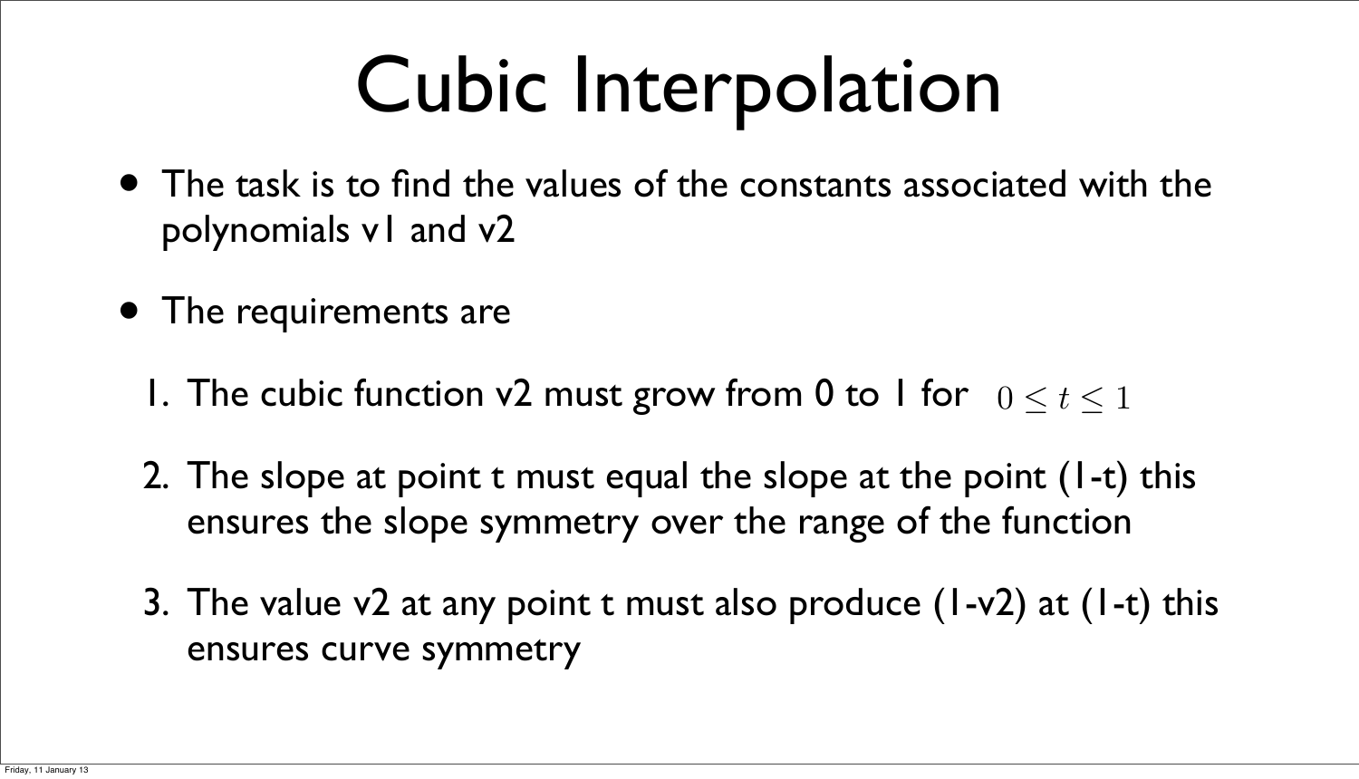# Cubic Interpolation

- The task is to find the values of the constants associated with the polynomials v1 and v2
- The requirements are
  1. The cubic function v2 must grow from 0 to 1 for $0 \leq t \leq 1$
  2. The slope at point t must equal the slope at the point (1-t) this ensures the slope symmetry over the range of the function
  3. The value v2 at any point t must also produce (1-v2) at (1-t) this ensures curve symmetry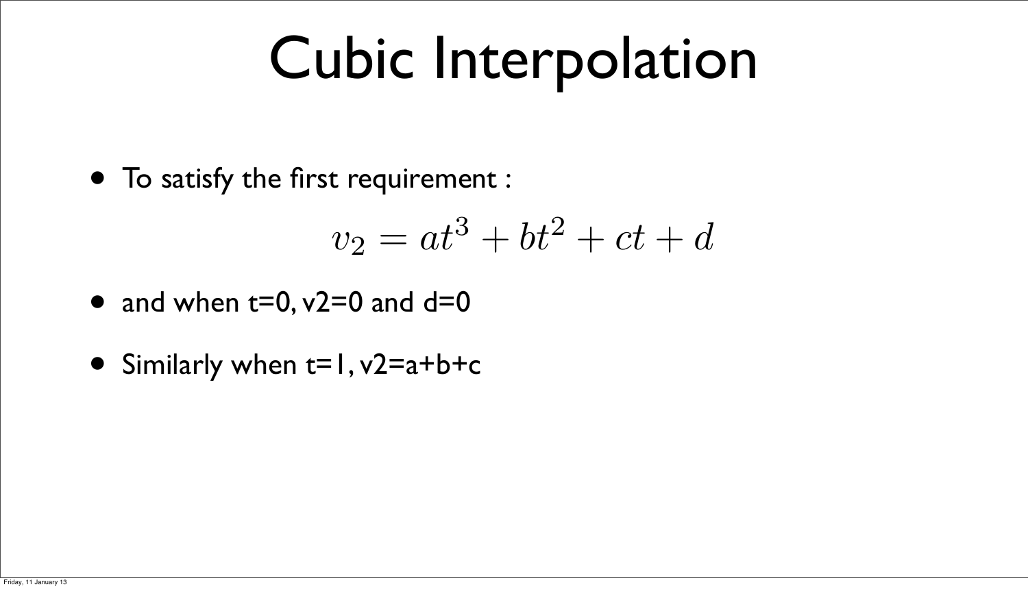# Cubic Interpolation

- To satisfy the first requirement :

$$v_2 = at^3 + bt^2 + ct + d$$

- and when t=0, v2=0 and d=0
- Similarly when t=1, v2=a+b+c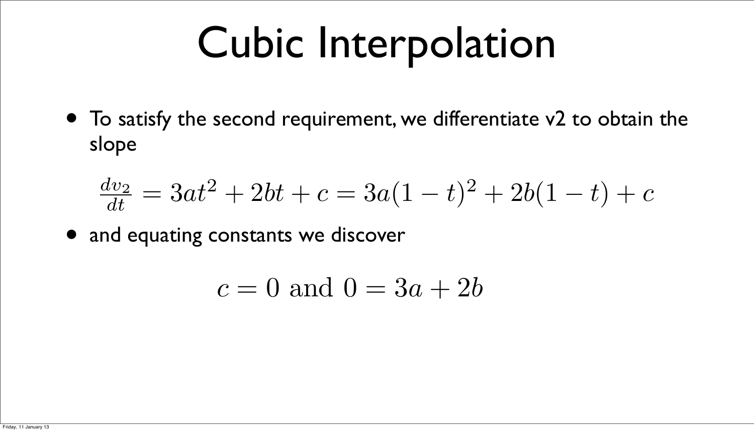# Cubic Interpolation

- To satisfy the second requirement, we differentiate v2 to obtain the slope

$$\frac{dv_2}{dt} = 3at^2 + 2bt + c = 3a(1-t)^2 + 2b(1-t) + c$$

- and equating constants we discover

$$c = 0 \text{ and } 0 = 3a + 2b$$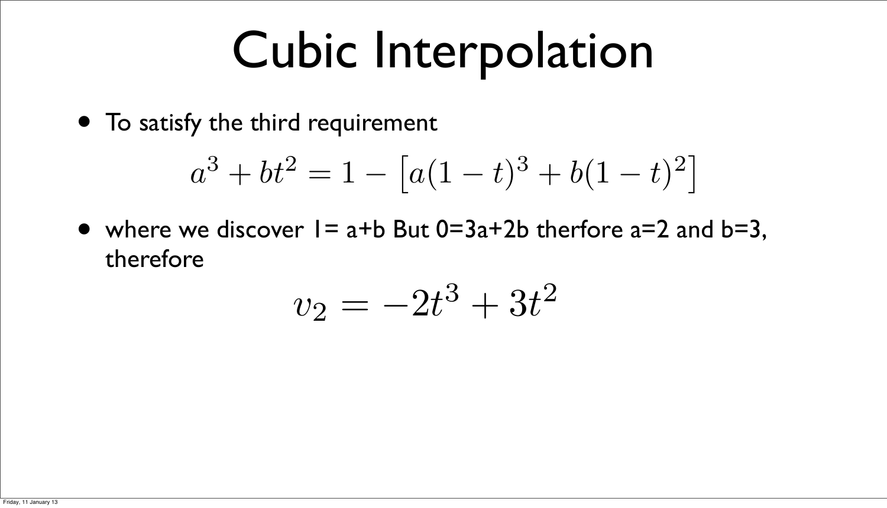# Cubic Interpolation

- To satisfy the third requirement

$$a^3 + bt^2 = 1 - \left[ a(1-t)^3 + b(1-t)^2 \right]$$

- where we discover 1= a+b But 0=3a+2b therfore a=2 and b=3, therefore

$$v_2 = -2t^3 + 3t^2$$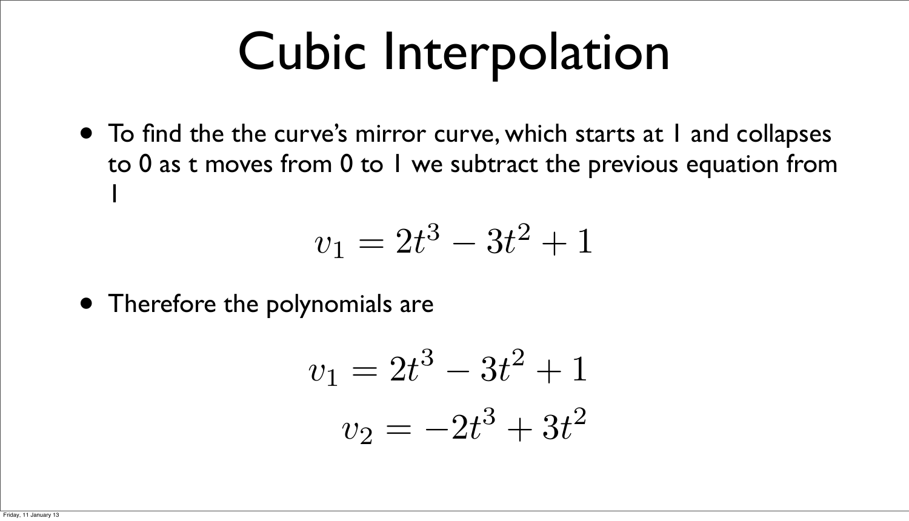# Cubic Interpolation

- To find the the curve's mirror curve, which starts at 1 and collapses to 0 as t moves from 0 to 1 we subtract the previous equation from 1

$$v_1 = 2t^3 - 3t^2 + 1$$

- Therefore the polynomials are

$$v_1 = 2t^3 - 3t^2 + 1$$

$$v_2 = -2t^3 + 3t^2$$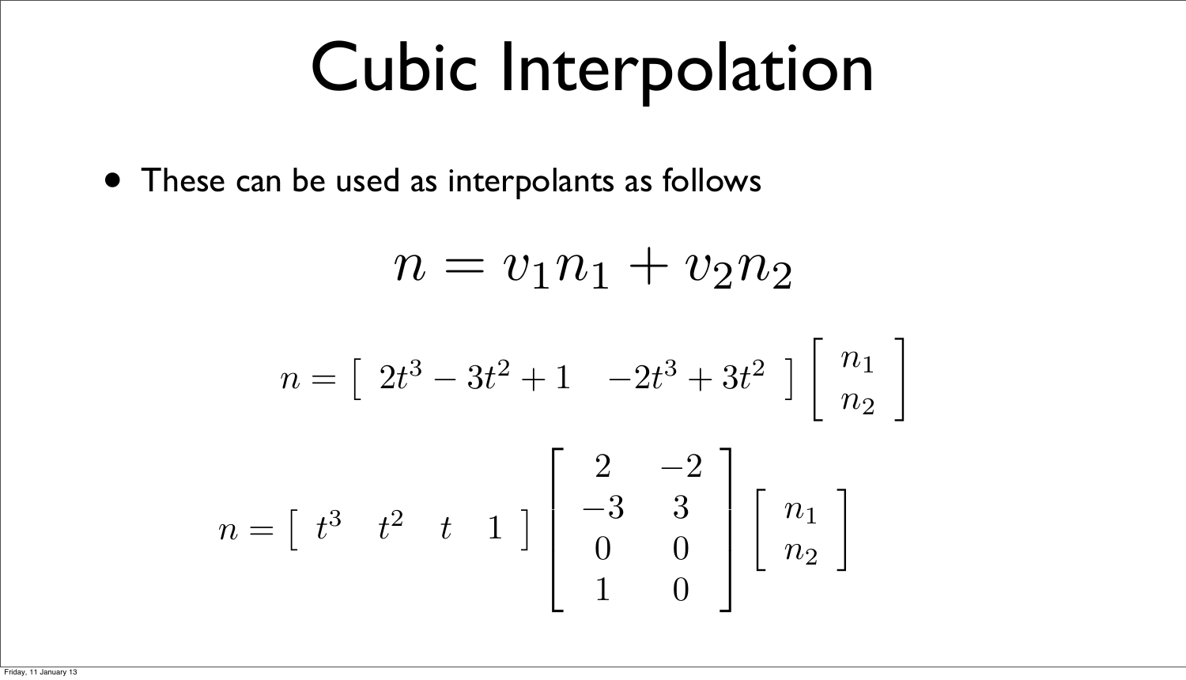# Cubic Interpolation

- These can be used as interpolants as follows

$$n = v_1 n_1 + v_2 n_2$$

$$n = \left[ \begin{array}{cc} 2t^3 - 3t^2 + 1 & -2t^3 + 3t^2 \end{array} \right] \left[ \begin{array}{c} n_1 \\ n_2 \end{array} \right]$$

$$n = \left[ \begin{array}{cccc} t^3 & t^2 & t & 1 \end{array} \right] \left[ \begin{array}{cc} 2 & -2 \\ -3 & 3 \\ 0 & 0 \\ 1 & 0 \end{array} \right] \left[ \begin{array}{c} n_1 \\ n_2 \end{array} \right]$$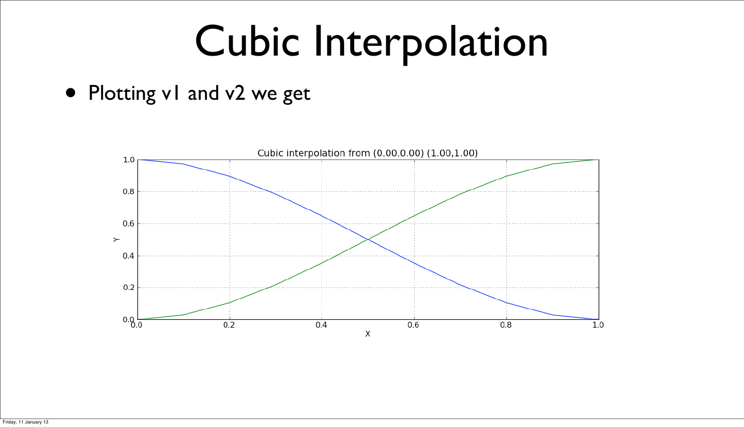# Cubic Interpolation

- Plotting v1 and v2 we get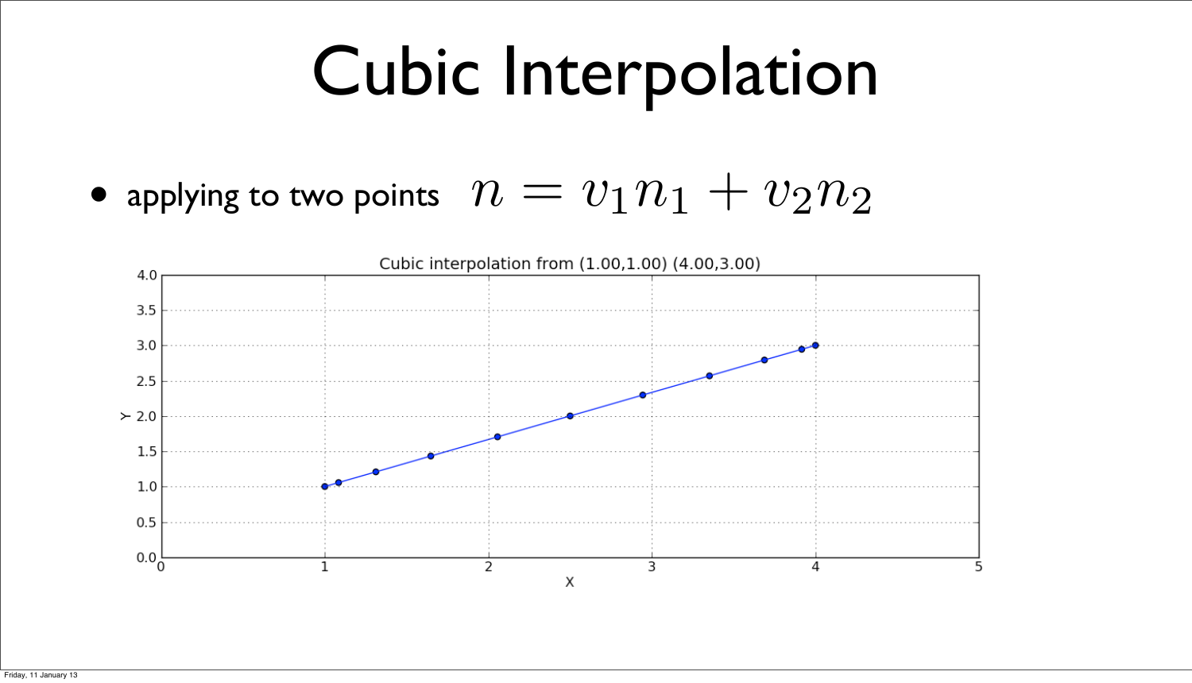# Cubic Interpolation

- applying to two points $n = v_1 n_1 + v_2 n_2$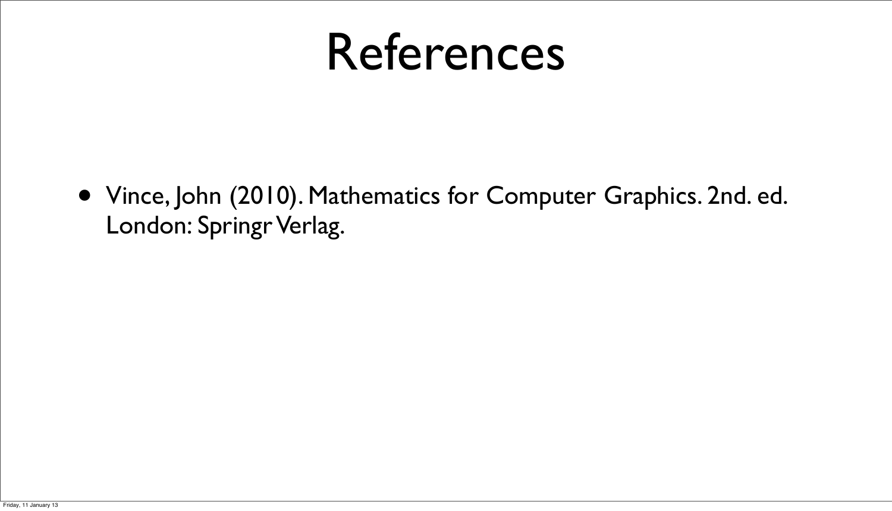# References

- Vince, John (2010). Mathematics for Computer Graphics. 2nd. ed. London: Springr Verlag.